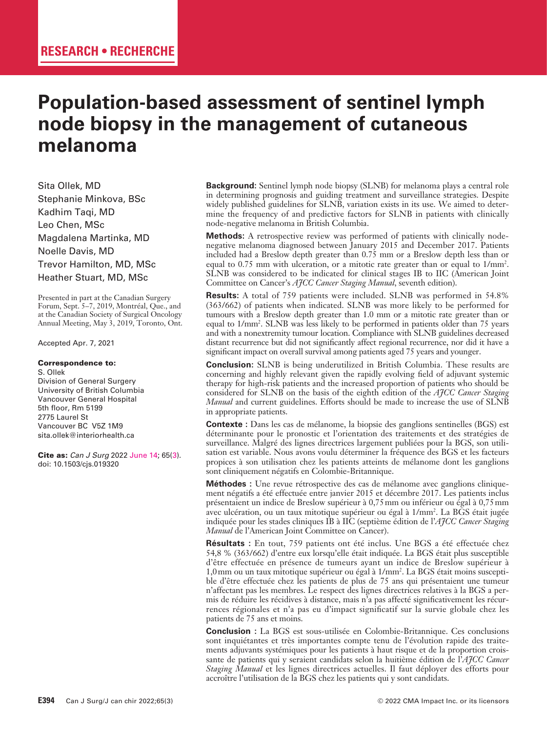RESEARCH • RECHERCHE

# Population-based assessment of sentinel lymph node biopsy in the management of cutaneous melanoma

Sita Ollek, MD
Stephanie Minkova, BSc
Kadhim Taqi, MD
Leo Chen, MSc
Magdalena Martinka, MD
Noelle Davis, MD
Trevor Hamilton, MD, MSc
Heather Stuart, MD, MSc

Presented in part at the Canadian Surgery Forum, Sept. 5–7, 2019, Montréal, Que., and at the Canadian Society of Surgical Oncology Annual Meeting, May 3, 2019, Toronto, Ont.

Accepted Apr. 7, 2021

**Correspondence to:**
S. Ollek
Division of General Surgery
University of British Columbia
Vancouver General Hospital
5th floor, Rm 5199
2775 Laurel St
Vancouver BC V5Z 1M9
sita.ollek@interiorhealth.ca

**Cite as:** *Can J Surg* 2022 June 14; 65(3). doi: 10.1503/cjs.019320

**Background:** Sentinel lymph node biopsy (SLNB) for melanoma plays a central role in determining prognosis and guiding treatment and surveillance strategies. Despite widely published guidelines for SLNB, variation exists in its use. We aimed to determine the frequency of and predictive factors for SLNB in patients with clinically node-negative melanoma in British Columbia.

**Methods:** A retrospective review was performed of patients with clinically node-negative melanoma diagnosed between January 2015 and December 2017. Patients included had a Breslow depth greater than 0.75 mm or a Breslow depth less than or equal to 0.75 mm with ulceration, or a mitotic rate greater than or equal to 1/mm². SLNB was considered to be indicated for clinical stages IB to IIC (American Joint Committee on Cancer's *AJCC Cancer Staging Manual*, seventh edition).

**Results:** A total of 759 patients were included. SLNB was performed in 54.8% (363/662) of patients when indicated. SLNB was more likely to be performed for tumours with a Breslow depth greater than 1.0 mm or a mitotic rate greater than or equal to 1/mm². SLNB was less likely to be performed in patients older than 75 years and with a nonextremity tumour location. Compliance with SLNB guidelines decreased distant recurrence but did not significantly affect regional recurrence, nor did it have a significant impact on overall survival among patients aged 75 years and younger.

**Conclusion:** SLNB is being underutilized in British Columbia. These results are concerning and highly relevant given the rapidly evolving field of adjuvant systemic therapy for high-risk patients and the increased proportion of patients who should be considered for SLNB on the basis of the eighth edition of the *AJCC Cancer Staging Manual* and current guidelines. Efforts should be made to increase the use of SLNB in appropriate patients.

**Contexte :** Dans les cas de mélanome, la biopsie des ganglions sentinelles (BGS) est déterminante pour le pronostic et l'orientation des traitements et des stratégies de surveillance. Malgré des lignes directrices largement publiées pour la BGS, son utilisation est variable. Nous avons voulu déterminer la fréquence des BGS et les facteurs propices à son utilisation chez les patients atteints de mélanome dont les ganglions sont cliniquement négatifs en Colombie-Britannique.

**Méthodes :** Une revue rétrospective des cas de mélanome avec ganglions cliniquement négatifs a été effectuée entre janvier 2015 et décembre 2017. Les patients inclus présentaient un indice de Breslow supérieur à 0,75 mm ou inférieur ou égal à 0,75 mm avec ulcération, ou un taux mitotique supérieur ou égal à 1/mm². La BGS était jugée indiquée pour les stades cliniques IB à IIC (septième édition de l'*AJCC Cancer Staging Manual* de l'American Joint Committee on Cancer).

**Résultats :** En tout, 759 patients ont été inclus. Une BGS a été effectuée chez 54,8 % (363/662) d'entre eux lorsqu'elle était indiquée. La BGS était plus susceptible d'être effectuée en présence de tumeurs ayant un indice de Breslow supérieur à 1,0 mm ou un taux mitotique supérieur ou égal à 1/mm². La BGS était moins susceptible d'être effectuée chez les patients de plus de 75 ans qui présentaient une tumeur n'affectant pas les membres. Le respect des lignes directrices relatives à la BGS a permis de réduire les récidives à distance, mais n'a pas affecté significativement les récurrences régionales et n'a pas eu d'impact significatif sur la survie globale chez les patients de 75 ans et moins.

**Conclusion :** La BGS est sous-utilisée en Colombie-Britannique. Ces conclusions sont inquiétantes et très importantes compte tenu de l'évolution rapide des traitements adjuvants systémiques pour les patients à haut risque et de la proportion croissante de patients qui y seraient candidats selon la huitième édition de l'*AJCC Cancer Staging Manual* et les lignes directrices actuelles. Il faut déployer des efforts pour accroître l'utilisation de la BGS chez les patients qui y sont candidats.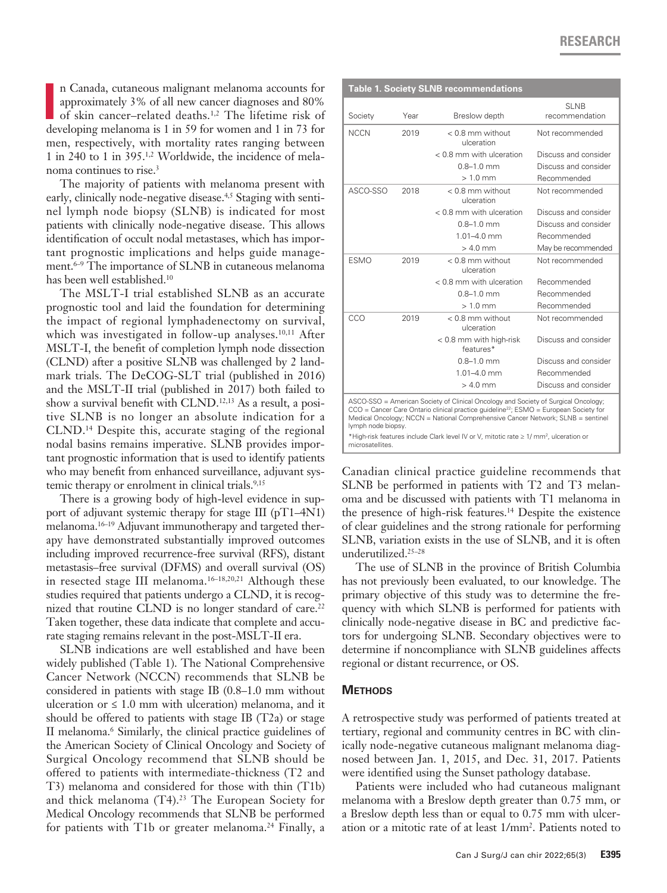In Canada, cutaneous malignant melanoma accounts for approximately 3% of all new cancer diagnoses and 80% of skin cancer–related deaths.[1,2] The lifetime risk of developing melanoma is 1 in 59 for women and 1 in 73 for men, respectively, with mortality rates ranging between 1 in 240 to 1 in 395.[1,2] Worldwide, the incidence of melanoma continues to rise.[3]

The majority of patients with melanoma present with early, clinically node-negative disease.[4,5] Staging with sentinel lymph node biopsy (SLNB) is indicated for most patients with clinically node-negative disease. This allows identification of occult nodal metastases, which has important prognostic implications and helps guide management.[6–9] The importance of SLNB in cutaneous melanoma has been well established.[10]

The MSLT-I trial established SLNB as an accurate prognostic tool and laid the foundation for determining the impact of regional lymphadenectomy on survival, which was investigated in follow-up analyses.[10,11] After MSLT-I, the benefit of completion lymph node dissection (CLND) after a positive SLNB was challenged by 2 landmark trials. The DeCOG-SLT trial (published in 2016) and the MSLT-II trial (published in 2017) both failed to show a survival benefit with CLND.[12,13] As a result, a positive SLNB is no longer an absolute indication for a CLND.[14] Despite this, accurate staging of the regional nodal basins remains imperative. SLNB provides important prognostic information that is used to identify patients who may benefit from enhanced surveillance, adjuvant systemic therapy or enrolment in clinical trials.[9,15]

There is a growing body of high-level evidence in support of adjuvant systemic therapy for stage III (pT1–4N1) melanoma.[16–19] Adjuvant immunotherapy and targeted therapy have demonstrated substantially improved outcomes including improved recurrence-free survival (RFS), distant metastasis–free survival (DFMS) and overall survival (OS) in resected stage III melanoma.[16–18,20,21] Although these studies required that patients undergo a CLND, it is recognized that routine CLND is no longer standard of care.[22] Taken together, these data indicate that complete and accurate staging remains relevant in the post-MSLT-II era.

SLNB indications are well established and have been widely published (Table 1). The National Comprehensive Cancer Network (NCCN) recommends that SLNB be considered in patients with stage IB (0.8–1.0 mm without ulceration or ≤ 1.0 mm with ulceration) melanoma, and it should be offered to patients with stage IB (T2a) or stage II melanoma.[6] Similarly, the clinical practice guidelines of the American Society of Clinical Oncology and Society of Surgical Oncology recommend that SLNB should be offered to patients with intermediate-thickness (T2 and T3) melanoma and considered for those with thin (T1b) and thick melanoma (T4).[23] The European Society for Medical Oncology recommends that SLNB be performed for patients with T1b or greater melanoma.[24] Finally, a Canadian clinical practice guideline recommends that SLNB be performed in patients with T2 and T3 melanoma and be discussed with patients with T1 melanoma in the presence of high-risk features.[14] Despite the existence of clear guidelines and the strong rationale for performing SLNB, variation exists in the use of SLNB, and it is often underutilized.[25–28]

The use of SLNB in the province of British Columbia has not previously been evaluated, to our knowledge. The primary objective of this study was to determine the frequency with which SLNB is performed for patients with clinically node-negative disease in BC and predictive factors for undergoing SLNB. Secondary objectives were to determine if noncompliance with SLNB guidelines affects regional or distant recurrence, or OS.

**Table 1. Society SLNB recommendations**

| Society | Year | Breslow depth | SLNB recommendation |
|---|---|---|---|
| NCCN | 2019 | < 0.8 mm without ulceration | Not recommended |
| | | < 0.8 mm with ulceration | Discuss and consider |
| | | 0.8–1.0 mm | Discuss and consider |
| | | > 1.0 mm | Recommended |
| ASCO-SSO | 2018 | < 0.8 mm without ulceration | Not recommended |
| | | < 0.8 mm with ulceration | Discuss and consider |
| | | 0.8–1.0 mm | Discuss and consider |
| | | 1.01–4.0 mm | Recommended |
| | | > 4.0 mm | May be recommended |
| ESMO | 2019 | < 0.8 mm without ulceration | Not recommended |
| | | < 0.8 mm with ulceration | Recommended |
| | | 0.8–1.0 mm | Recommended |
| | | > 1.0 mm | Recommended |
| CCO | 2019 | < 0.8 mm without ulceration | Not recommended |
| | | < 0.8 mm with high-risk features* | Discuss and consider |
| | | 0.8–1.0 mm | Discuss and consider |
| | | 1.01–4.0 mm | Recommended |
| | | > 4.0 mm | Discuss and consider |

ASCO-SSO = American Society of Clinical Oncology and Society of Surgical Oncology; CCO = Cancer Care Ontario clinical practice guideline[22]; ESMO = European Society for Medical Oncology; NCCN = National Comprehensive Cancer Network; SLNB = sentinel lymph node biopsy.
*High-risk features include Clark level IV or V, mitotic rate ≥ 1/ mm², ulceration or microsatellites.

## Methods

A retrospective study was performed of patients treated at tertiary, regional and community centres in BC with clinically node-negative cutaneous malignant melanoma diagnosed between Jan. 1, 2015, and Dec. 31, 2017. Patients were identified using the Sunset pathology database.

Patients were included who had cutaneous malignant melanoma with a Breslow depth greater than 0.75 mm, or a Breslow depth less than or equal to 0.75 mm with ulceration or a mitotic rate of at least 1/mm². Patients noted to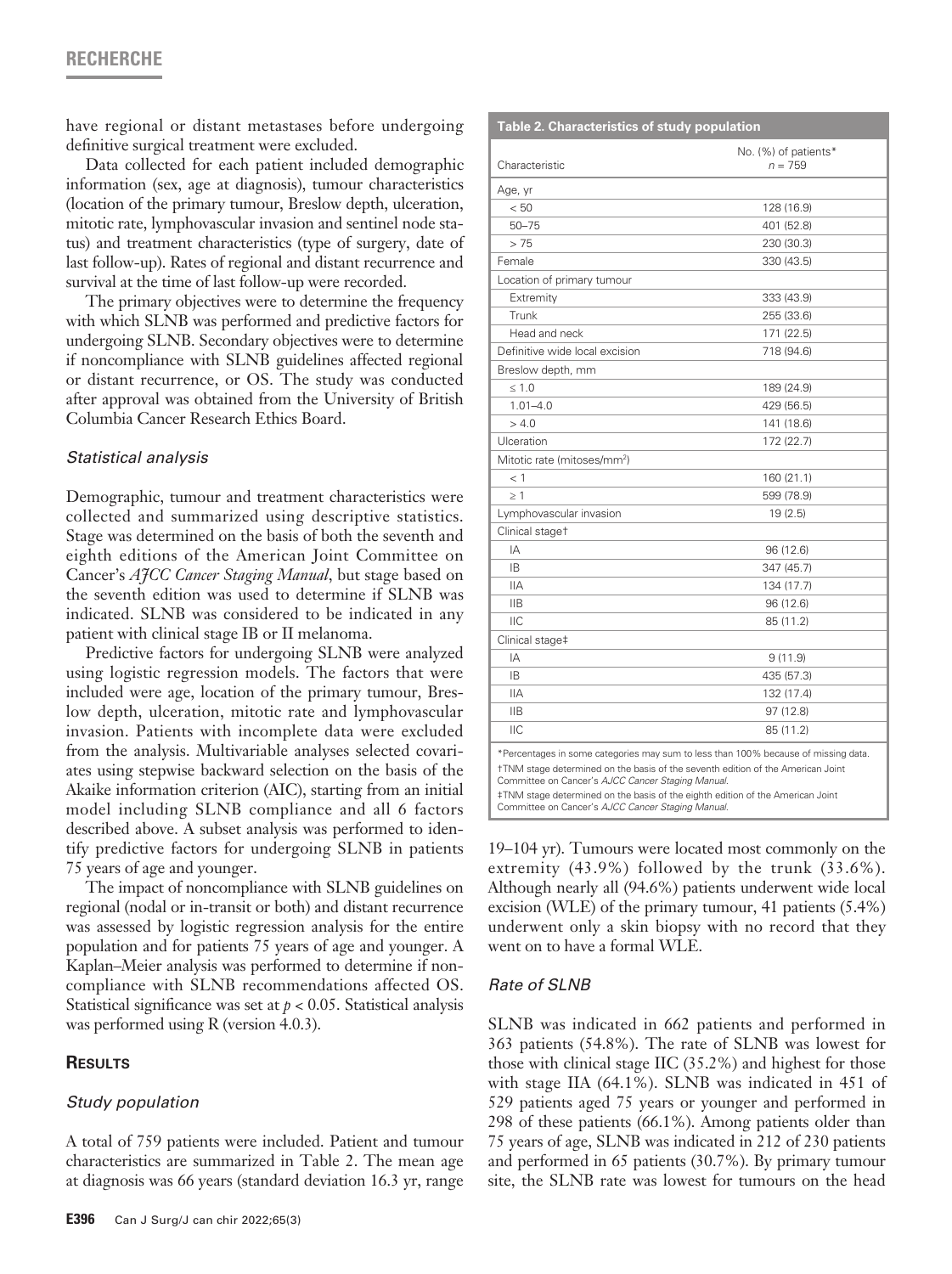have regional or distant metastases before undergoing definitive surgical treatment were excluded.

Data collected for each patient included demographic information (sex, age at diagnosis), tumour characteristics (location of the primary tumour, Breslow depth, ulceration, mitotic rate, lymphovascular invasion and sentinel node status) and treatment characteristics (type of surgery, date of last follow-up). Rates of regional and distant recurrence and survival at the time of last follow-up were recorded.

The primary objectives were to determine the frequency with which SLNB was performed and predictive factors for undergoing SLNB. Secondary objectives were to determine if noncompliance with SLNB guidelines affected regional or distant recurrence, or OS. The study was conducted after approval was obtained from the University of British Columbia Cancer Research Ethics Board.

### *Statistical analysis*

Demographic, tumour and treatment characteristics were collected and summarized using descriptive statistics. Stage was determined on the basis of both the seventh and eighth editions of the American Joint Committee on Cancer's *AJCC Cancer Staging Manual*, but stage based on the seventh edition was used to determine if SLNB was indicated. SLNB was considered to be indicated in any patient with clinical stage IB or II melanoma.

Predictive factors for undergoing SLNB were analyzed using logistic regression models. The factors that were included were age, location of the primary tumour, Breslow depth, ulceration, mitotic rate and lymphovascular invasion. Patients with incomplete data were excluded from the analysis. Multivariable analyses selected covariates using stepwise backward selection on the basis of the Akaike information criterion (AIC), starting from an initial model including SLNB compliance and all 6 factors described above. A subset analysis was performed to identify predictive factors for undergoing SLNB in patients 75 years of age and younger.

The impact of noncompliance with SLNB guidelines on regional (nodal or in-transit or both) and distant recurrence was assessed by logistic regression analysis for the entire population and for patients 75 years of age and younger. A Kaplan–Meier analysis was performed to determine if noncompliance with SLNB recommendations affected OS. Statistical significance was set at $p < 0.05$. Statistical analysis was performed using R (version 4.0.3).

## Results

### *Study population*

A total of 759 patients were included. Patient and tumour characteristics are summarized in Table 2. The mean age at diagnosis was 66 years (standard deviation 16.3 yr, range 19–104 yr). Tumours were located most commonly on the extremity (43.9%) followed by the trunk (33.6%). Although nearly all (94.6%) patients underwent wide local excision (WLE) of the primary tumour, 41 patients (5.4%) underwent only a skin biopsy with no record that they went on to have a formal WLE.

**Table 2. Characteristics of study population**

| Characteristic | No. (%) of patients* $n = 759$ |
|---|---|
| Age, yr | |
| < 50 | 128 (16.9) |
| 50–75 | 401 (52.8) |
| > 75 | 230 (30.3) |
| Female | 330 (43.5) |
| Location of primary tumour | |
| Extremity | 333 (43.9) |
| Trunk | 255 (33.6) |
| Head and neck | 171 (22.5) |
| Definitive wide local excision | 718 (94.6) |
| Breslow depth, mm | |
| ≤ 1.0 | 189 (24.9) |
| 1.01–4.0 | 429 (56.5) |
| > 4.0 | 141 (18.6) |
| Ulceration | 172 (22.7) |
| Mitotic rate (mitoses/mm$^2$) | |
| < 1 | 160 (21.1) |
| ≥ 1 | 599 (78.9) |
| Lymphovascular invasion | 19 (2.5) |
| Clinical stage† | |
| IA | 96 (12.6) |
| IB | 347 (45.7) |
| IIA | 134 (17.7) |
| IIB | 96 (12.6) |
| IIC | 85 (11.2) |
| Clinical stage‡ | |
| IA | 9 (11.9) |
| IB | 435 (57.3) |
| IIA | 132 (17.4) |
| IIB | 97 (12.8) |
| IIC | 85 (11.2) |

*Percentages in some categories may sum to less than 100% because of missing data.
†TNM stage determined on the basis of the seventh edition of the American Joint Committee on Cancer's *AJCC Cancer Staging Manual*.
‡TNM stage determined on the basis of the eighth edition of the American Joint Committee on Cancer's *AJCC Cancer Staging Manual*.

### *Rate of SLNB*

SLNB was indicated in 662 patients and performed in 363 patients (54.8%). The rate of SLNB was lowest for those with clinical stage IIC (35.2%) and highest for those with stage IIA (64.1%). SLNB was indicated in 451 of 529 patients aged 75 years or younger and performed in 298 of these patients (66.1%). Among patients older than 75 years of age, SLNB was indicated in 212 of 230 patients and performed in 65 patients (30.7%). By primary tumour site, the SLNB rate was lowest for tumours on the head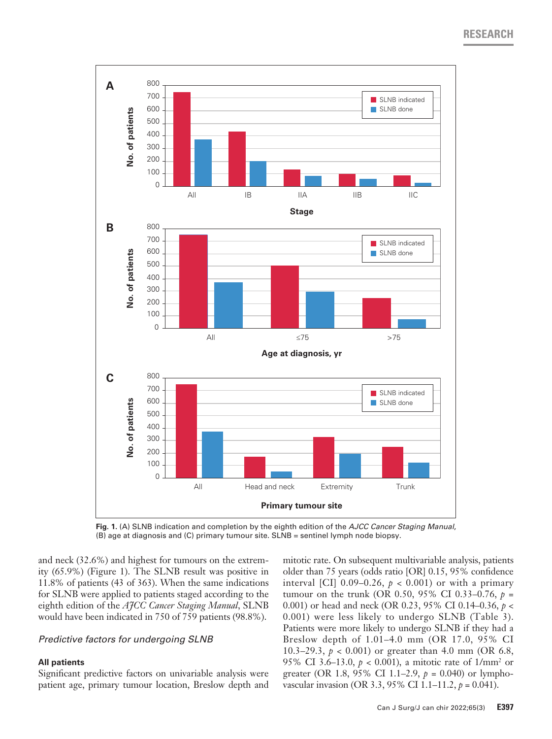Fig. 1. (A) SLNB indication and completion by the eighth edition of the *AJCC Cancer Staging Manual,* (B) age at diagnosis and (C) primary tumour site. SLNB = sentinel lymph node biopsy.

and neck (32.6%) and highest for tumours on the extremity (65.9%) (Figure 1). The SLNB result was positive in 11.8% of patients (43 of 363). When the same indications for SLNB were applied to patients staged according to the eighth edition of the *AJCC Cancer Staging Manual*, SLNB would have been indicated in 750 of 759 patients (98.8%).

### *Predictive factors for undergoing SLNB*

#### All patients

Significant predictive factors on univariable analysis were patient age, primary tumour location, Breslow depth and mitotic rate. On subsequent multivariable analysis, patients older than 75 years (odds ratio [OR] 0.15, 95% confidence interval [CI] 0.09–0.26, $p < 0.001$) or with a primary tumour on the trunk (OR 0.50, 95% CI 0.33–0.76, $p = 0.001$) or head and neck (OR 0.23, 95% CI 0.14–0.36, $p < 0.001$) were less likely to undergo SLNB (Table 3). Patients were more likely to undergo SLNB if they had a Breslow depth of 1.01–4.0 mm (OR 17.0, 95% CI 10.3–29.3, $p < 0.001$) or greater than 4.0 mm (OR 6.8, 95% CI 3.6–13.0, $p < 0.001$), a mitotic rate of 1/mm$^2$ or greater (OR 1.8, 95% CI 1.1–2.9, $p = 0.040$) or lymphovascular invasion (OR 3.3, 95% CI 1.1–11.2, $p = 0.041$).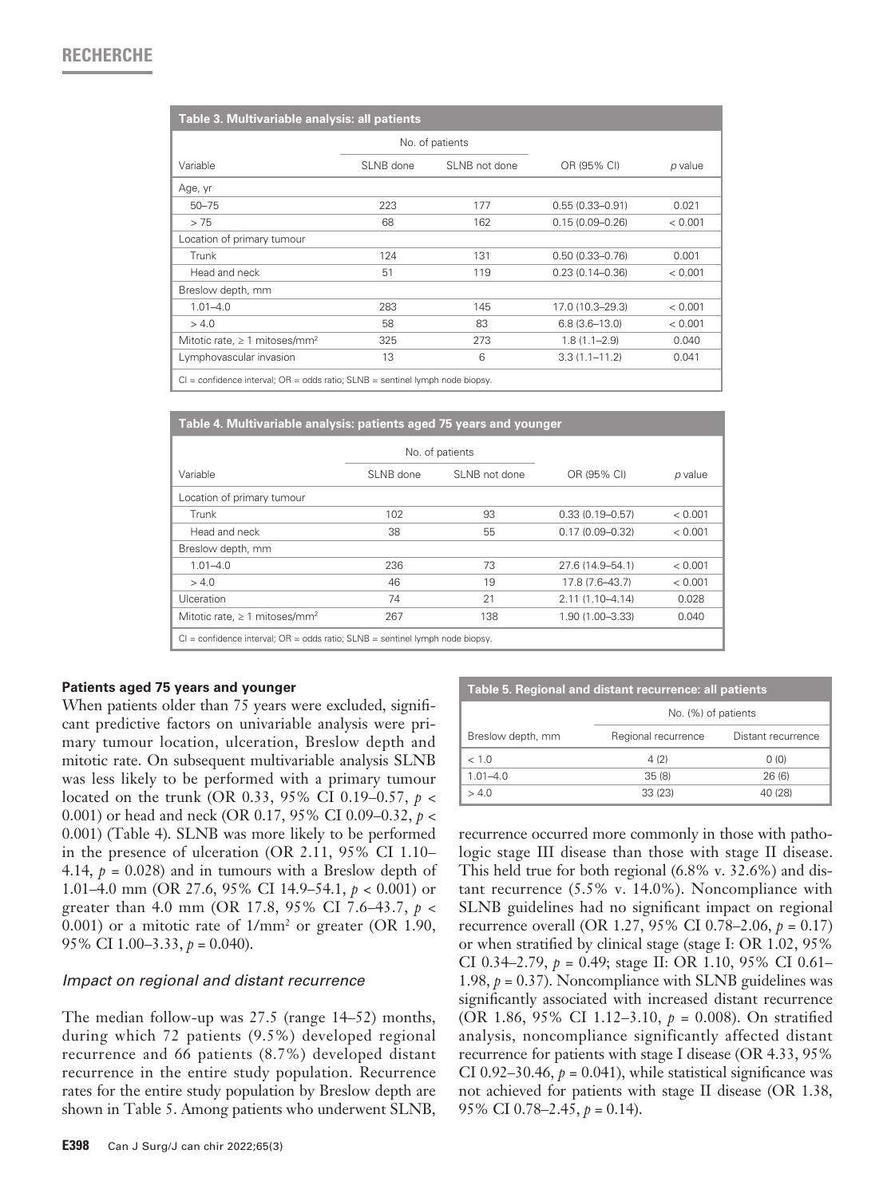**Table 3. Multivariable analysis: all patients**

| Variable | No. of patients | | OR (95% CI) | p value |
|---|---|---|---|---|
| | SLNB done | SLNB not done | | |
| Age, yr | | | | |
| 50–75 | 223 | 177 | 0.55 (0.33–0.91) | 0.021 |
| > 75 | 68 | 162 | 0.15 (0.09–0.26) | < 0.001 |
| Location of primary tumour | | | | |
| Trunk | 124 | 131 | 0.50 (0.33–0.76) | 0.001 |
| Head and neck | 51 | 119 | 0.23 (0.14–0.36) | < 0.001 |
| Breslow depth, mm | | | | |
| 1.01–4.0 | 283 | 145 | 17.0 (10.3–29.3) | < 0.001 |
| > 4.0 | 58 | 83 | 6.8 (3.6–13.0) | < 0.001 |
| Mitotic rate, ≥ 1 mitoses/mm$^2$ | 325 | 273 | 1.8 (1.1–2.9) | 0.040 |
| Lymphovascular invasion | 13 | 6 | 3.3 (1.1–11.2) | 0.041 |

CI = confidence interval; OR = odds ratio; SLNB = sentinel lymph node biopsy.

**Table 4. Multivariable analysis: patients aged 75 years and younger**

| Variable | No. of patients | | OR (95% CI) | p value |
|---|---|---|---|---|
| | SLNB done | SLNB not done | | |
| Location of primary tumour | | | | |
| Trunk | 102 | 93 | 0.33 (0.19–0.57) | < 0.001 |
| Head and neck | 38 | 55 | 0.17 (0.09–0.32) | < 0.001 |
| Breslow depth, mm | | | | |
| 1.01–4.0 | 236 | 73 | 27.6 (14.9–54.1) | < 0.001 |
| > 4.0 | 46 | 19 | 17.8 (7.6–43.7) | < 0.001 |
| Ulceration | 74 | 21 | 2.11 (1.10–4.14) | 0.028 |
| Mitotic rate, ≥ 1 mitoses/mm$^2$ | 267 | 138 | 1.90 (1.00–3.33) | 0.040 |

CI = confidence interval; OR = odds ratio; SLNB = sentinel lymph node biopsy.

**Patients aged 75 years and younger**

When patients older than 75 years were excluded, significant predictive factors on univariable analysis were primary tumour location, ulceration, Breslow depth and mitotic rate. On subsequent multivariable analysis SLNB was less likely to be performed with a primary tumour located on the trunk (OR 0.33, 95% CI 0.19–0.57, $p < 0.001$) or head and neck (OR 0.17, 95% CI 0.09–0.32, $p < 0.001$) (Table 4). SLNB was more likely to be performed in the presence of ulceration (OR 2.11, 95% CI 1.10–4.14, $p = 0.028$) and in tumours with a Breslow depth of 1.01–4.0 mm (OR 27.6, 95% CI 14.9–54.1, $p < 0.001$) or greater than 4.0 mm (OR 17.8, 95% CI 7.6–43.7, $p < 0.001$) or a mitotic rate of 1/mm$^2$ or greater (OR 1.90, 95% CI 1.00–3.33, $p = 0.040$).

### *Impact on regional and distant recurrence*

The median follow-up was 27.5 (range 14–52) months, during which 72 patients (9.5%) developed regional recurrence and 66 patients (8.7%) developed distant recurrence in the entire study population. Recurrence rates for the entire study population by Breslow depth are shown in Table 5. Among patients who underwent SLNB, recurrence occurred more commonly in those with pathologic stage III disease than those with stage II disease. This held true for both regional (6.8% v. 32.6%) and distant recurrence (5.5% v. 14.0%). Noncompliance with SLNB guidelines had no significant impact on regional recurrence overall (OR 1.27, 95% CI 0.78–2.06, $p = 0.17$) or when stratified by clinical stage (stage I: OR 1.02, 95% CI 0.34–2.79, $p = 0.49$; stage II: OR 1.10, 95% CI 0.61–1.98, $p = 0.37$). Noncompliance with SLNB guidelines was significantly associated with increased distant recurrence (OR 1.86, 95% CI 1.12–3.10, $p = 0.008$). On stratified analysis, noncompliance significantly affected distant recurrence for patients with stage I disease (OR 4.33, 95% CI 0.92–30.46, $p = 0.041$), while statistical significance was not achieved for patients with stage II disease (OR 1.38, 95% CI 0.78–2.45, $p = 0.14$).

**Table 5. Regional and distant recurrence: all patients**

| Breslow depth, mm | No. (%) of patients | |
|---|---|---|
| | Regional recurrence | Distant recurrence |
| < 1.0 | 4 (2) | 0 (0) |
| 1.01–4.0 | 35 (8) | 26 (6) |
| > 4.0 | 33 (23) | 40 (28) |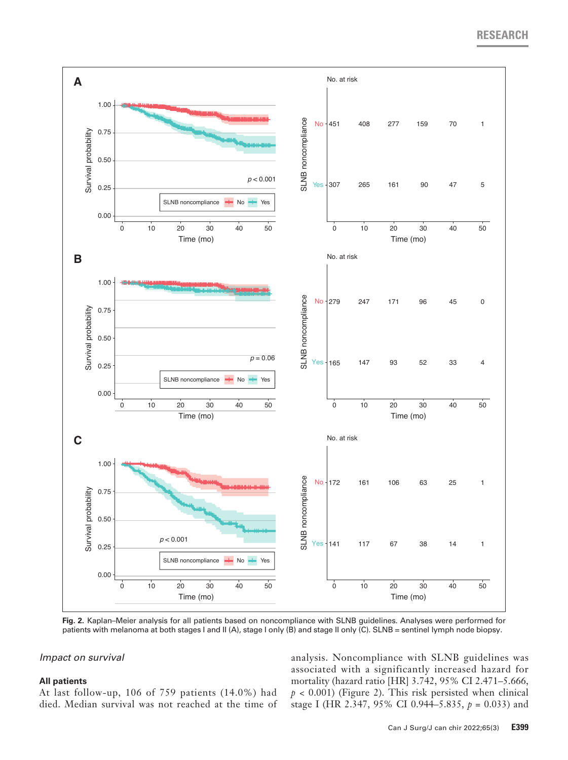Fig. 2. Kaplan–Meier analysis for all patients based on noncompliance with SLNB guidelines. Analyses were performed for patients with melanoma at both stages I and II (A), stage I only (B) and stage II only (C). SLNB = sentinel lymph node biopsy.

## Impact on survival

### All patients

At last follow-up, 106 of 759 patients (14.0%) had died. Median survival was not reached at the time of analysis. Noncompliance with SLNB guidelines was associated with a significantly increased hazard for mortality (hazard ratio [HR] 3.742, 95% CI 2.471–5.666, $p < 0.001$) (Figure 2). This risk persisted when clinical stage I (HR 2.347, 95% CI 0.944–5.835, $p = 0.033$) and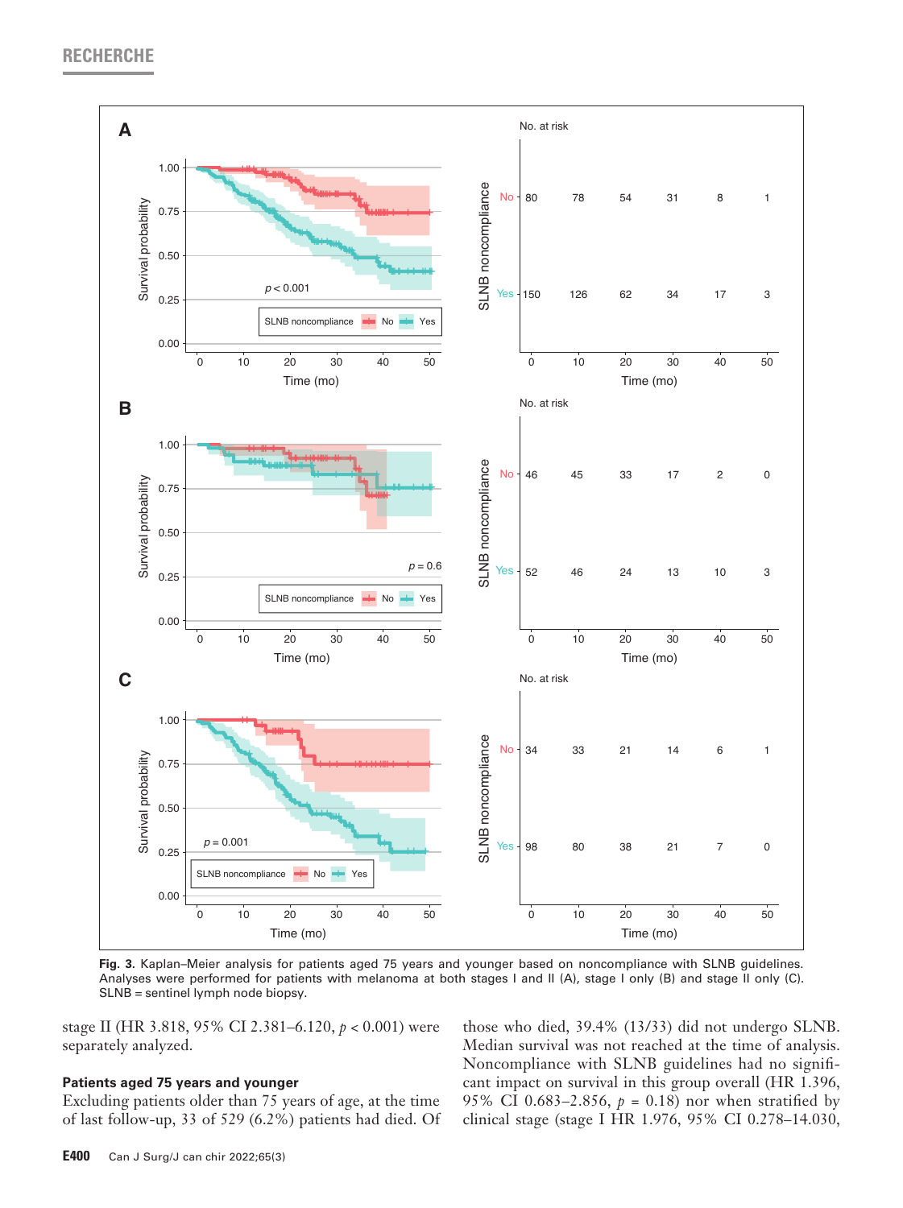Fig. 3. Kaplan–Meier analysis for patients aged 75 years and younger based on noncompliance with SLNB guidelines. Analyses were performed for patients with melanoma at both stages I and II (A), stage I only (B) and stage II only (C). SLNB = sentinel lymph node biopsy.

stage II (HR 3.818, 95% CI 2.381–6.120, $p < 0.001$) were separately analyzed.

### Patients aged 75 years and younger

Excluding patients older than 75 years of age, at the time of last follow-up, 33 of 529 (6.2%) patients had died. Of those who died, 39.4% (13/33) did not undergo SLNB. Median survival was not reached at the time of analysis. Noncompliance with SLNB guidelines had no significant impact on survival in this group overall (HR 1.396, 95% CI 0.683–2.856, $p = 0.18$) nor when stratified by clinical stage (stage I HR 1.976, 95% CI 0.278–14.030,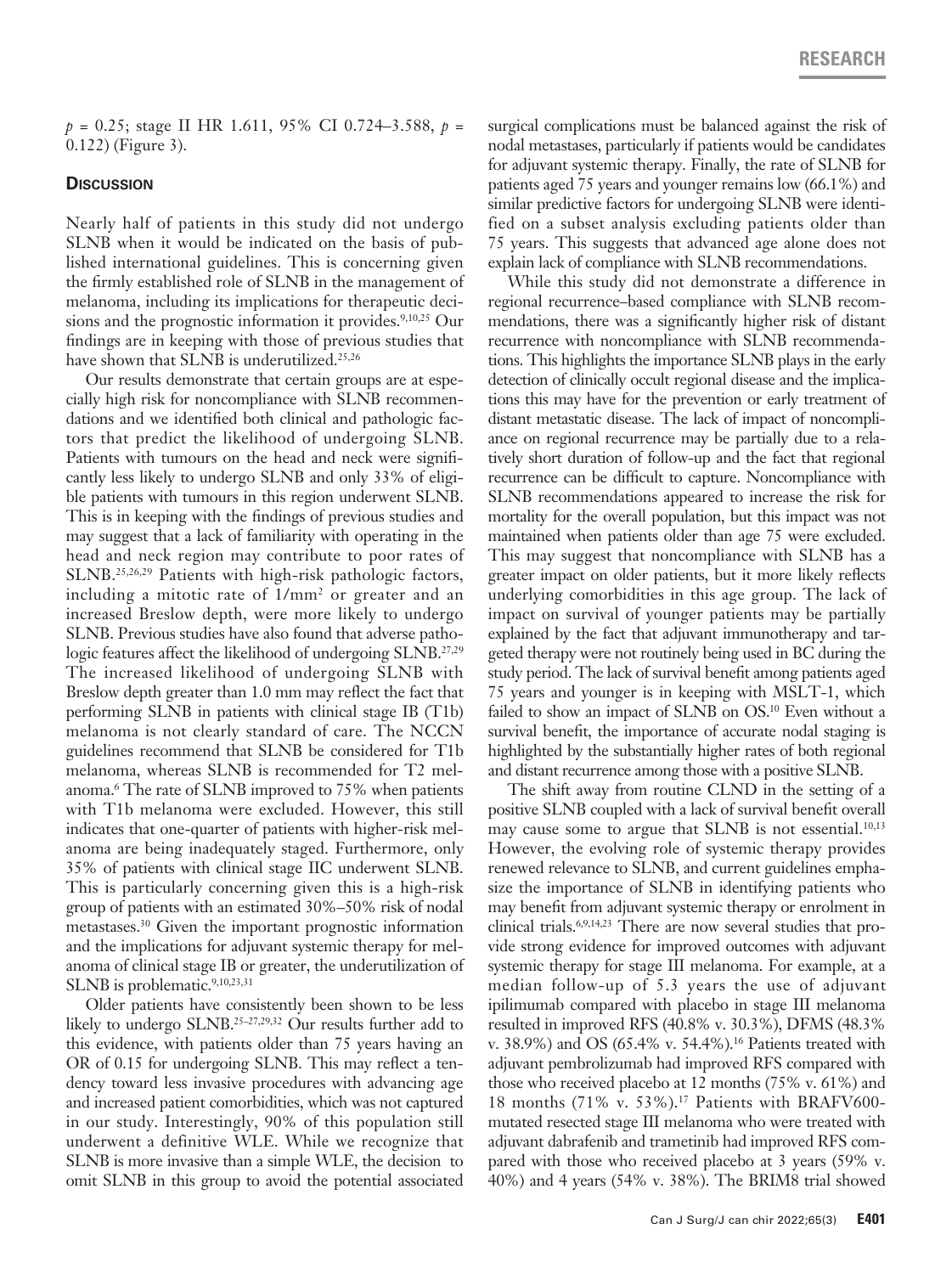$p = 0.25$; stage II HR 1.611, 95% CI 0.724–3.588, $p = 0.122$) (Figure 3).

## Discussion

Nearly half of patients in this study did not undergo SLNB when it would be indicated on the basis of published international guidelines. This is concerning given the firmly established role of SLNB in the management of melanoma, including its implications for therapeutic decisions and the prognostic information it provides.[9,10,25] Our findings are in keeping with those of previous studies that have shown that SLNB is underutilized.[25,26]

Our results demonstrate that certain groups are at especially high risk for noncompliance with SLNB recommendations and we identified both clinical and pathologic factors that predict the likelihood of undergoing SLNB. Patients with tumours on the head and neck were significantly less likely to undergo SLNB and only 33% of eligible patients with tumours in this region underwent SLNB. This is in keeping with the findings of previous studies and may suggest that a lack of familiarity with operating in the head and neck region may contribute to poor rates of SLNB.[25,26,29] Patients with high-risk pathologic factors, including a mitotic rate of $1/mm^2$ or greater and an increased Breslow depth, were more likely to undergo SLNB. Previous studies have also found that adverse pathologic features affect the likelihood of undergoing SLNB.[27,29] The increased likelihood of undergoing SLNB with Breslow depth greater than 1.0 mm may reflect the fact that performing SLNB in patients with clinical stage IB (T1b) melanoma is not clearly standard of care. The NCCN guidelines recommend that SLNB be considered for T1b melanoma, whereas SLNB is recommended for T2 melanoma.[6] The rate of SLNB improved to 75% when patients with T1b melanoma were excluded. However, this still indicates that one-quarter of patients with higher-risk melanoma are being inadequately staged. Furthermore, only 35% of patients with clinical stage IIC underwent SLNB. This is particularly concerning given this is a high-risk group of patients with an estimated 30%–50% risk of nodal metastases.[30] Given the important prognostic information and the implications for adjuvant systemic therapy for melanoma of clinical stage IB or greater, the underutilization of SLNB is problematic.[9,10,23,31]

Older patients have consistently been shown to be less likely to undergo SLNB.[25–27,29,32] Our results further add to this evidence, with patients older than 75 years having an OR of 0.15 for undergoing SLNB. This may reflect a tendency toward less invasive procedures with advancing age and increased patient comorbidities, which was not captured in our study. Interestingly, 90% of this population still underwent a definitive WLE. While we recognize that SLNB is more invasive than a simple WLE, the decision to omit SLNB in this group to avoid the potential associated surgical complications must be balanced against the risk of nodal metastases, particularly if patients would be candidates for adjuvant systemic therapy. Finally, the rate of SLNB for patients aged 75 years and younger remains low (66.1%) and similar predictive factors for undergoing SLNB were identified on a subset analysis excluding patients older than 75 years. This suggests that advanced age alone does not explain lack of compliance with SLNB recommendations.

While this study did not demonstrate a difference in regional recurrence–based compliance with SLNB recommendations, there was a significantly higher risk of distant recurrence with noncompliance with SLNB recommendations. This highlights the importance SLNB plays in the early detection of clinically occult regional disease and the implications this may have for the prevention or early treatment of distant metastatic disease. The lack of impact of noncompliance on regional recurrence may be partially due to a relatively short duration of follow-up and the fact that regional recurrence can be difficult to capture. Noncompliance with SLNB recommendations appeared to increase the risk for mortality for the overall population, but this impact was not maintained when patients older than age 75 were excluded. This may suggest that noncompliance with SLNB has a greater impact on older patients, but it more likely reflects underlying comorbidities in this age group. The lack of impact on survival of younger patients may be partially explained by the fact that adjuvant immunotherapy and targeted therapy were not routinely being used in BC during the study period. The lack of survival benefit among patients aged 75 years and younger is in keeping with MSLT-1, which failed to show an impact of SLNB on OS.[10] Even without a survival benefit, the importance of accurate nodal staging is highlighted by the substantially higher rates of both regional and distant recurrence among those with a positive SLNB.

The shift away from routine CLND in the setting of a positive SLNB coupled with a lack of survival benefit overall may cause some to argue that SLNB is not essential.[10,13] However, the evolving role of systemic therapy provides renewed relevance to SLNB, and current guidelines emphasize the importance of SLNB in identifying patients who may benefit from adjuvant systemic therapy or enrolment in clinical trials.[6,9,14,23] There are now several studies that provide strong evidence for improved outcomes with adjuvant systemic therapy for stage III melanoma. For example, at a median follow-up of 5.3 years the use of adjuvant ipilimumab compared with placebo in stage III melanoma resulted in improved RFS (40.8% v. 30.3%), DFMS (48.3% v. 38.9%) and OS (65.4% v. 54.4%).[16] Patients treated with adjuvant pembrolizumab had improved RFS compared with those who received placebo at 12 months (75% v. 61%) and 18 months (71% v. 53%).[17] Patients with BRAFV600-mutated resected stage III melanoma who were treated with adjuvant dabrafenib and trametinib had improved RFS compared with those who received placebo at 3 years (59% v. 40%) and 4 years (54% v. 38%). The BRIM8 trial showed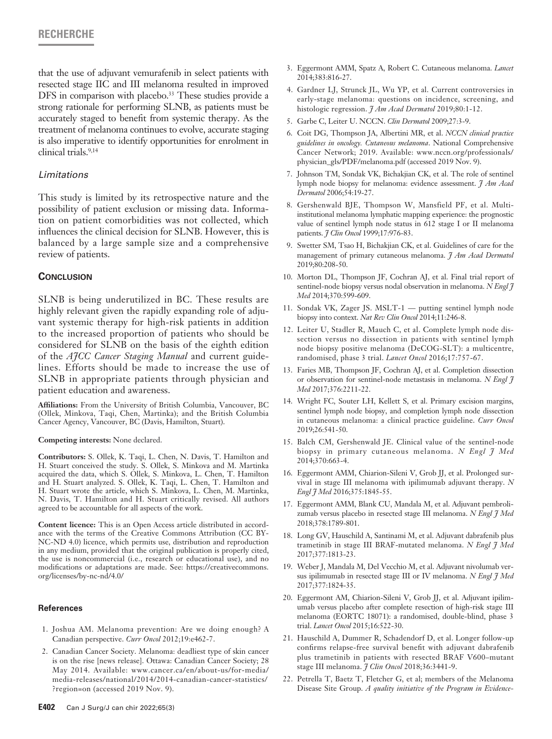that the use of adjuvant vemurafenib in select patients with resected stage IIC and III melanoma resulted in improved DFS in comparison with placebo.[33] These studies provide a strong rationale for performing SLNB, as patients must be accurately staged to benefit from systemic therapy. As the treatment of melanoma continues to evolve, accurate staging is also imperative to identify opportunities for enrolment in clinical trials.[9,14]

### Limitations

This study is limited by its retrospective nature and the possibility of patient exclusion or missing data. Information on patient comorbidities was not collected, which influences the clinical decision for SLNB. However, this is balanced by a large sample size and a comprehensive review of patients.

## Conclusion

SLNB is being underutilized in BC. These results are highly relevant given the rapidly expanding role of adjuvant systemic therapy for high-risk patients in addition to the increased proportion of patients who should be considered for SLNB on the basis of the eighth edition of the *AJCC Cancer Staging Manual* and current guidelines. Efforts should be made to increase the use of SLNB in appropriate patients through physician and patient education and awareness.

**Affiliations:** From the University of British Columbia, Vancouver, BC (Ollek, Minkova, Taqi, Chen, Martinka); and the British Columbia Cancer Agency, Vancouver, BC (Davis, Hamilton, Stuart).

**Competing interests:** None declared.

**Contributors:** S. Ollek, K. Taqi, L. Chen, N. Davis, T. Hamilton and H. Stuart conceived the study. S. Ollek, S. Minkova and M. Martinka acquired the data, which S. Ollek, S. Minkova, L. Chen, T. Hamilton and H. Stuart analyzed. S. Ollek, K. Taqi, L. Chen, T. Hamilton and H. Stuart wrote the article, which S. Minkova, L. Chen, M. Martinka, N. Davis, T. Hamilton and H. Stuart critically revised. All authors agreed to be accountable for all aspects of the work.

**Content licence:** This is an Open Access article distributed in accordance with the terms of the Creative Commons Attribution (CC BY-NC-ND 4.0) licence, which permits use, distribution and reproduction in any medium, provided that the original publication is properly cited, the use is noncommercial (i.e., research or educational use), and no modifications or adaptations are made. See: https://creativecommons.org/licenses/by-nc-nd/4.0/

### References

1. Joshua AM. Melanoma prevention: Are we doing enough? A Canadian perspective. *Curr Oncol* 2012;19:e462-7.
2. Canadian Cancer Society. Melanoma: deadliest type of skin cancer is on the rise [news release]. Ottawa: Canadian Cancer Society; 28 May 2014. Available: www.cancer.ca/en/about-us/for-media/media-releases/national/2014/2014-canadian-cancer-statistics/?region=on (accessed 2019 Nov. 9).
3. Eggermont AMM, Spatz A, Robert C. Cutaneous melanoma. *Lancet* 2014;383:816-27.
4. Gardner LJ, Strunck JL, Wu YP, et al. Current controversies in early-stage melanoma: questions on incidence, screening, and histologic regression. *J Am Acad Dermatol* 2019;80:1-12.
5. Garbe C, Leiter U. NCCN. *Clin Dermatol* 2009;27:3-9.
6. Coit DG, Thompson JA, Albertini MR, et al. *NCCN clinical practice guidelines in oncology. Cutaneous melanoma*. National Comprehensive Cancer Network; 2019. Available: www.nccn.org/professionals/physician_gls/PDF/melanoma.pdf (accessed 2019 Nov. 9).
7. Johnson TM, Sondak VK, Bichakjian CK, et al. The role of sentinel lymph node biopsy for melanoma: evidence assessment. *J Am Acad Dermatol* 2006;54:19-27.
8. Gershenwald BJE, Thompson W, Mansfield PF, et al. Multi-institutional melanoma lymphatic mapping experience: the prognostic value of sentinel lymph node status in 612 stage I or II melanoma patients. *J Clin Oncol* 1999;17:976-83.
9. Swetter SM, Tsao H, Bichakjian CK, et al. Guidelines of care for the management of primary cutaneous melanoma. *J Am Acad Dermatol* 2019;80:208-50.
10. Morton DL, Thompson JF, Cochran AJ, et al. Final trial report of sentinel-node biopsy versus nodal observation in melanoma. *N Engl J Med* 2014;370:599-609.
11. Sondak VK, Zager JS. MSLT-1 — putting sentinel lymph node biopsy into context. *Nat Rev Clin Oncol* 2014;11:246-8.
12. Leiter U, Stadler R, Mauch C, et al. Complete lymph node dissection versus no dissection in patients with sentinel lymph node biopsy positive melanoma (DeCOG-SLT): a multicentre, randomised, phase 3 trial. *Lancet Oncol* 2016;17:757-67.
13. Faries MB, Thompson JF, Cochran AJ, et al. Completion dissection or observation for sentinel-node metastasis in melanoma. *N Engl J Med* 2017;376:2211-22.
14. Wright FC, Souter LH, Kellett S, et al. Primary excision margins, sentinel lymph node biopsy, and completion lymph node dissection in cutaneous melanoma: a clinical practice guideline. *Curr Oncol* 2019;26:541-50.
15. Balch CM, Gershenwald JE. Clinical value of the sentinel-node biopsy in primary cutaneous melanoma. *N Engl J Med* 2014;370:663-4.
16. Eggermont AMM, Chiarion-Sileni V, Grob JJ, et al. Prolonged survival in stage III melanoma with ipilimumab adjuvant therapy. *N Engl J Med* 2016;375:1845-55.
17. Eggermont AMM, Blank CU, Mandala M, et al. Adjuvant pembrolizumab versus placebo in resected stage III melanoma. *N Engl J Med* 2018;378:1789-801.
18. Long GV, Hauschild A, Santinami M, et al. Adjuvant dabrafenib plus trametinib in stage III BRAF-mutated melanoma. *N Engl J Med* 2017;377:1813-23.
19. Weber J, Mandala M, Del Vecchio M, et al. Adjuvant nivolumab versus ipilimumab in resected stage III or IV melanoma. *N Engl J Med* 2017;377:1824-35.
20. Eggermont AM, Chiarion-Sileni V, Grob JJ, et al. Adjuvant ipilimumab versus placebo after complete resection of high-risk stage III melanoma (EORTC 18071): a randomised, double-blind, phase 3 trial. *Lancet Oncol* 2015;16:522-30.
21. Hauschild A, Dummer R, Schadendorf D, et al. Longer follow-up confirms relapse-free survival benefit with adjuvant dabrafenib plus trametinib in patients with resected BRAF V600–mutant stage III melanoma. *J Clin Oncol* 2018;36:3441-9.
22. Petrella T, Baetz T, Fletcher G, et al; members of the Melanoma Disease Site Group. *A quality initiative of the Program in Evidence-*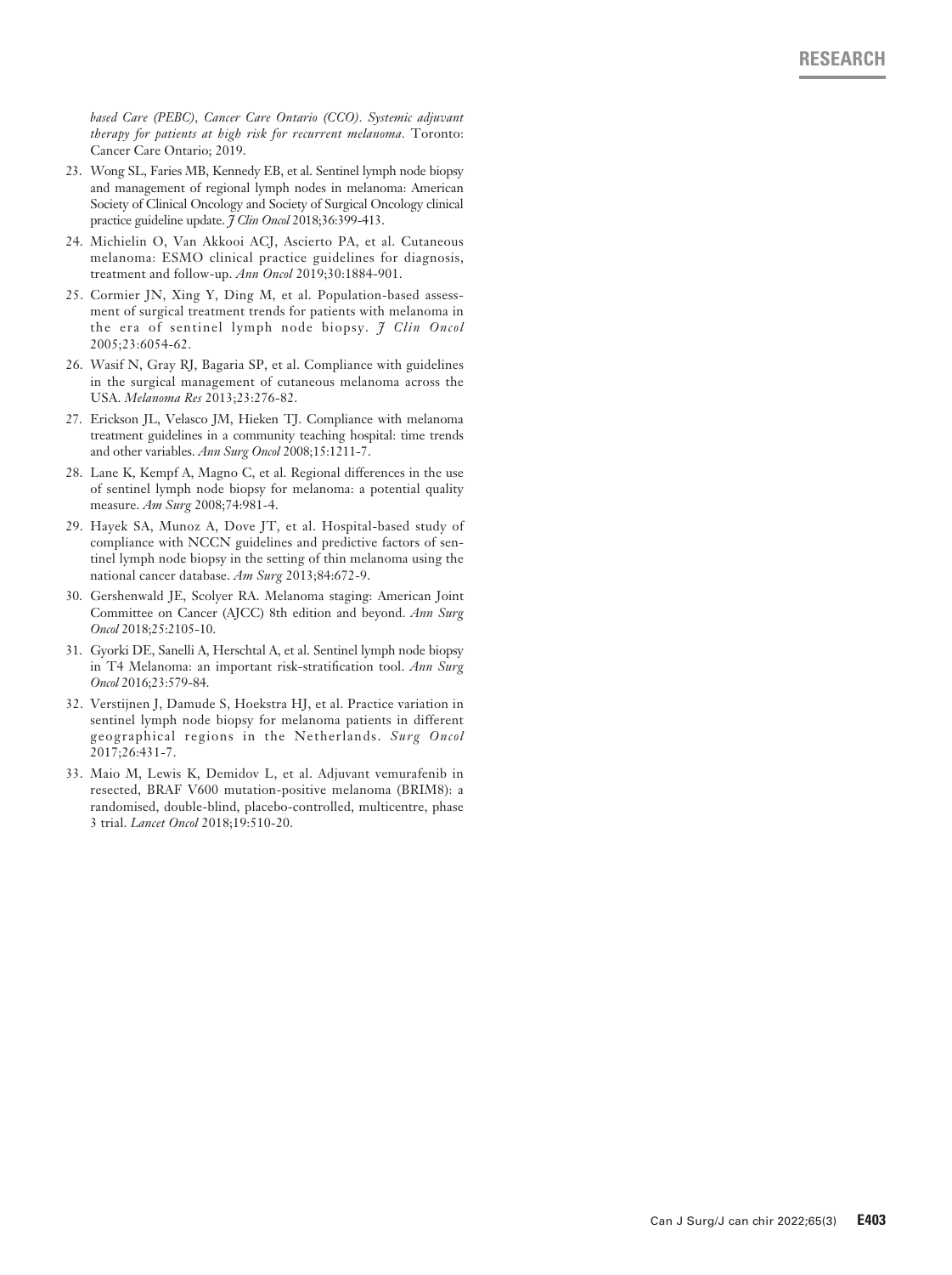*based Care (PEBC), Cancer Care Ontario (CCO). Systemic adjuvant therapy for patients at high risk for recurrent melanoma.* Toronto: Cancer Care Ontario; 2019.

23. Wong SL, Faries MB, Kennedy EB, et al. Sentinel lymph node biopsy and management of regional lymph nodes in melanoma: American Society of Clinical Oncology and Society of Surgical Oncology clinical practice guideline update. *J Clin Oncol* 2018;36:399-413.
24. Michielin O, Van Akkooi ACJ, Ascierto PA, et al. Cutaneous melanoma: ESMO clinical practice guidelines for diagnosis, treatment and follow-up. *Ann Oncol* 2019;30:1884-901.
25. Cormier JN, Xing Y, Ding M, et al. Population-based assessment of surgical treatment trends for patients with melanoma in the era of sentinel lymph node biopsy. *J Clin Oncol* 2005;23:6054-62.
26. Wasif N, Gray RJ, Bagaria SP, et al. Compliance with guidelines in the surgical management of cutaneous melanoma across the USA. *Melanoma Res* 2013;23:276-82.
27. Erickson JL, Velasco JM, Hieken TJ. Compliance with melanoma treatment guidelines in a community teaching hospital: time trends and other variables. *Ann Surg Oncol* 2008;15:1211-7.
28. Lane K, Kempf A, Magno C, et al. Regional differences in the use of sentinel lymph node biopsy for melanoma: a potential quality measure. *Am Surg* 2008;74:981-4.
29. Hayek SA, Munoz A, Dove JT, et al. Hospital-based study of compliance with NCCN guidelines and predictive factors of sentinel lymph node biopsy in the setting of thin melanoma using the national cancer database. *Am Surg* 2013;84:672-9.
30. Gershenwald JE, Scolyer RA. Melanoma staging: American Joint Committee on Cancer (AJCC) 8th edition and beyond. *Ann Surg Oncol* 2018;25:2105-10.
31. Gyorki DE, Sanelli A, Herschtal A, et al. Sentinel lymph node biopsy in T4 Melanoma: an important risk-stratification tool. *Ann Surg Oncol* 2016;23:579-84.
32. Verstijnen J, Damude S, Hoekstra HJ, et al. Practice variation in sentinel lymph node biopsy for melanoma patients in different geographical regions in the Netherlands. *Surg Oncol* 2017;26:431-7.
33. Maio M, Lewis K, Demidov L, et al. Adjuvant vemurafenib in resected, BRAF V600 mutation-positive melanoma (BRIM8): a randomised, double-blind, placebo-controlled, multicentre, phase 3 trial. *Lancet Oncol* 2018;19:510-20.